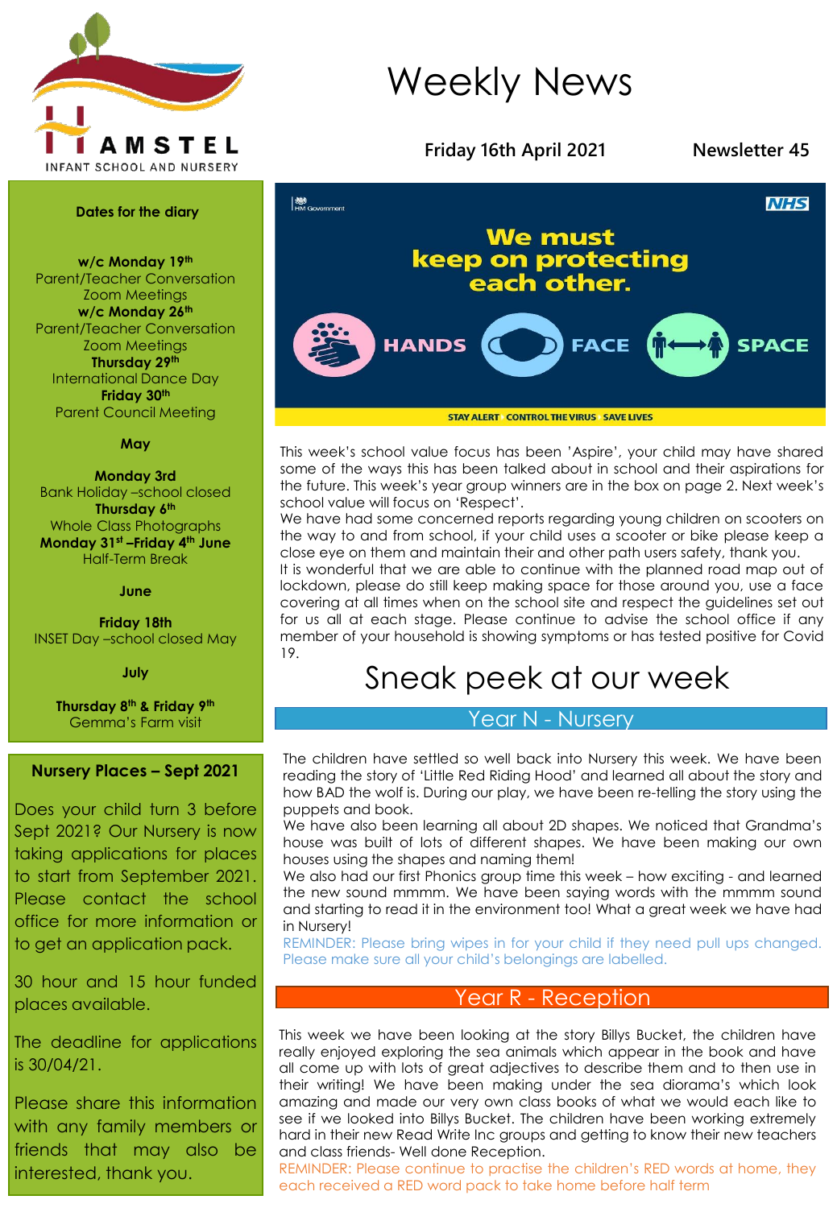HAMSTEL
INFANT SCHOOL AND NURSERY

# Weekly News

**Friday 16th April 2021** **Newsletter 45**

**Dates for the diary**

**w/c Monday 19th**
Parent/Teacher Conversation Zoom Meetings
**w/c Monday 26th**
Parent/Teacher Conversation Zoom Meetings
**Thursday 29th**
International Dance Day
**Friday 30th**
Parent Council Meeting

**May**

**Monday 3rd**
Bank Holiday –school closed
**Thursday 6th**
Whole Class Photographs
**Monday 31st –Friday 4th June**
Half-Term Break

**June**

**Friday 18th**
INSET Day –school closed May

**July**

**Thursday 8th & Friday 9th**
Gemma's Farm visit

**Nursery Places – Sept 2021**

Does your child turn 3 before Sept 2021? Our Nursery is now taking applications for places to start from September 2021. Please contact the school office for more information or to get an application pack.

30 hour and 15 hour funded places available.

The deadline for applications is 30/04/21.

Please share this information with any family members or friends that may also be interested, thank you.

HM Government NHS

**We must keep on protecting each other.**

HANDS FACE SPACE

STAY ALERT CONTROL THE VIRUS SAVE LIVES

This week's school value focus has been 'Aspire', your child may have shared some of the ways this has been talked about in school and their aspirations for the future. This week's year group winners are in the box on page 2. Next week's school value will focus on 'Respect'.
We have had some concerned reports regarding young children on scooters on the way to and from school, if your child uses a scooter or bike please keep a close eye on them and maintain their and other path users safety, thank you.
It is wonderful that we are able to continue with the planned road map out of lockdown, please do still keep making space for those around you, use a face covering at all times when on the school site and respect the guidelines set out for us all at each stage. Please continue to advise the school office if any member of your household is showing symptoms or has tested positive for Covid 19.

## Sneak peek at our week

### Year N - Nursery

The children have settled so well back into Nursery this week. We have been reading the story of 'Little Red Riding Hood' and learned all about the story and how BAD the wolf is. During our play, we have been re-telling the story using the puppets and book.
We have also been learning all about 2D shapes. We noticed that Grandma's house was built of lots of different shapes. We have been making our own houses using the shapes and naming them!
We also had our first Phonics group time this week – how exciting - and learned the new sound mmmm. We have been saying words with the mmmm sound and starting to read it in the environment too! What a great week we have had in Nursery!
REMINDER: Please bring wipes in for your child if they need pull ups changed. Please make sure all your child's belongings are labelled.

### Year R - Reception

This week we have been looking at the story Billys Bucket, the children have really enjoyed exploring the sea animals which appear in the book and have all come up with lots of great adjectives to describe them and to then use in their writing! We have been making under the sea diorama's which look amazing and made our very own class books of what we would each like to see if we looked into Billys Bucket. The children have been working extremely hard in their new Read Write Inc groups and getting to know their new teachers and class friends- Well done Reception.
REMINDER: Please continue to practise the children's RED words at home, they each received a RED word pack to take home before half term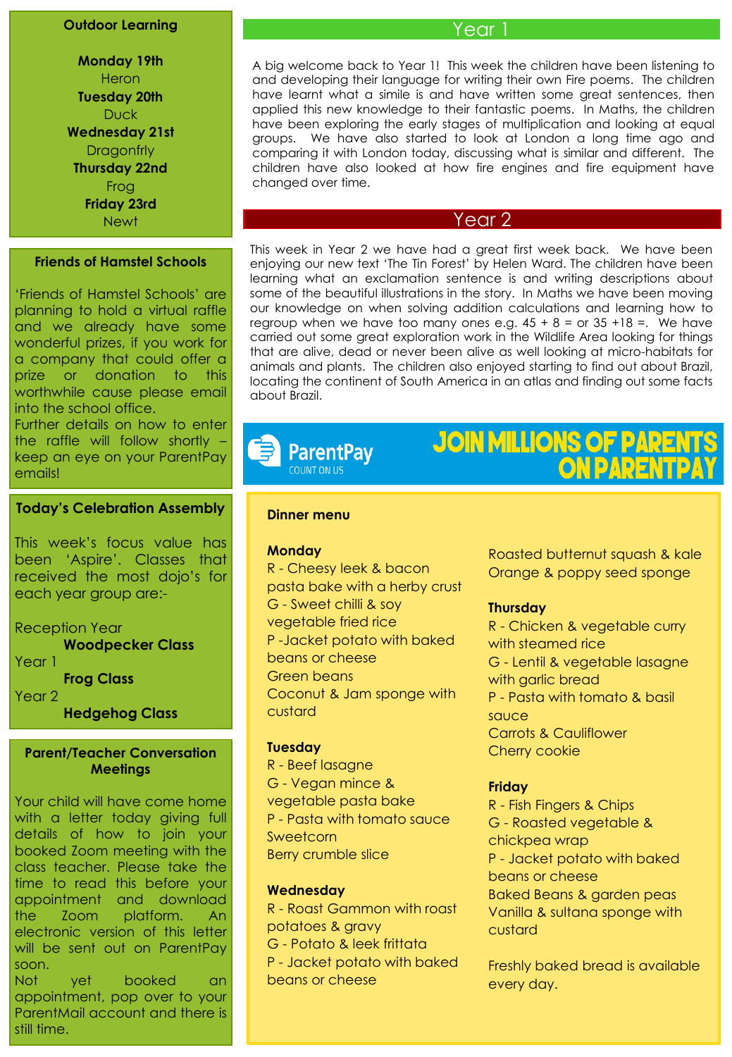### Outdoor Learning

**Monday 19th**
Heron
**Tuesday 20th**
Duck
**Wednesday 21st**
Dragonfrly
**Thursday 22nd**
Frog
**Friday 23rd**
Newt

### Friends of Hamstel Schools

'Friends of Hamstel Schools' are planning to hold a virtual raffle and we already have some wonderful prizes, if you work for a company that could offer a prize or donation to this worthwhile cause please email into the school office.
Further details on how to enter the raffle will follow shortly – keep an eye on your ParentPay emails!

### Today's Celebration Assembly

This week's focus value has been 'Aspire'. Classes that received the most dojo's for each year group are:-

Reception Year
**Woodpecker Class**
Year 1
**Frog Class**
Year 2
**Hedgehog Class**

### Parent/Teacher Conversation Meetings

Your child will have come home with a letter today giving full details of how to join your booked Zoom meeting with the class teacher. Please take the time to read this before your appointment and download the Zoom platform. An electronic version of this letter will be sent out on ParentPay soon.
Not yet booked an appointment, pop over to your ParentMail account and there is still time.

## Year 1

A big welcome back to Year 1! This week the children have been listening to and developing their language for writing their own Fire poems. The children have learnt what a simile is and have written some great sentences, then applied this new knowledge to their fantastic poems. In Maths, the children have been exploring the early stages of multiplication and looking at equal groups. We have also started to look at London a long time ago and comparing it with London today, discussing what is similar and different. The children have also looked at how fire engines and fire equipment have changed over time.

## Year 2

This week in Year 2 we have had a great first week back. We have been enjoying our new text 'The Tin Forest' by Helen Ward. The children have been learning what an exclamation sentence is and writing descriptions about some of the beautiful illustrations in the story. In Maths we have been moving our knowledge on when solving addition calculations and learning how to regroup when we have too many ones e.g. 45 + 8 = or 35 +18 =. We have carried out some great exploration work in the Wildlife Area looking for things that are alive, dead or never been alive as well looking at micro-habitats for animals and plants. The children also enjoyed starting to find out about Brazil, locating the continent of South America in an atlas and finding out some facts about Brazil.

ParentPay
COUNT ON US

**JOIN MILLIONS OF PARENTS ON PARENTPAY**

### Dinner menu

**Monday**
R - Cheesy leek & bacon pasta bake with a herby crust
G - Sweet chilli & soy vegetable fried rice
P -Jacket potato with baked beans or cheese
Green beans
Coconut & Jam sponge with custard

**Tuesday**
R - Beef lasagne
G - Vegan mince & vegetable pasta bake
P - Pasta with tomato sauce
Sweetcorn
Berry crumble slice

**Wednesday**
R - Roast Gammon with roast potatoes & gravy
G - Potato & leek frittata
P - Jacket potato with baked beans or cheese
Roasted butternut squash & kale
Orange & poppy seed sponge

**Thursday**
R - Chicken & vegetable curry with steamed rice
G - Lentil & vegetable lasagne with garlic bread
P - Pasta with tomato & basil sauce
Carrots & Cauliflower
Cherry cookie

**Friday**
R - Fish Fingers & Chips
G - Roasted vegetable & chickpea wrap
P - Jacket potato with baked beans or cheese
Baked Beans & garden peas
Vanilla & sultana sponge with custard

Freshly baked bread is available every day.